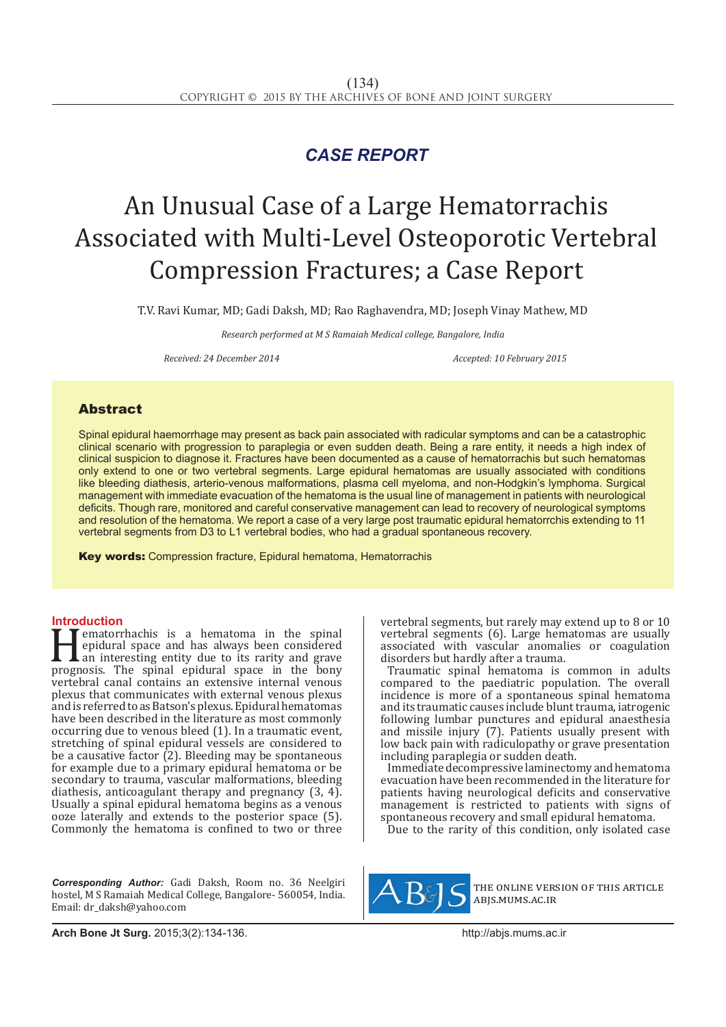## CASE REPORT

# An Unusual Case of a Large Hematorrachis Associated with Multi-Level Osteoporotic Vertebral Compression Fractures; a Case Report

T.V. Ravi Kumar, MD; Gadi Daksh, MD; Rao Raghavendra, MD; Joseph Vinay Mathew, MD

*Research performed at M S Ramaiah Medical college, Bangalore, India*

*Received: 24 December 2014* *Accepted: 10 February 2015*

## Abstract

Spinal epidural haemorrhage may present as back pain associated with radicular symptoms and can be a catastrophic clinical scenario with progression to paraplegia or even sudden death. Being a rare entity, it needs a high index of clinical suspicion to diagnose it. Fractures have been documented as a cause of hematorrachis but such hematomas only extend to one or two vertebral segments. Large epidural hematomas are usually associated with conditions like bleeding diathesis, arterio-venous malformations, plasma cell myeloma, and non-Hodgkin's lymphoma. Surgical management with immediate evacuation of the hematoma is the usual line of management in patients with neurological deficits. Though rare, monitored and careful conservative management can lead to recovery of neurological symptoms and resolution of the hematoma. We report a case of a very large post traumatic epidural hematorrchis extending to 11 vertebral segments from D3 to L1 vertebral bodies, who had a gradual spontaneous recovery.

**Key words:** Compression fracture, Epidural hematoma, Hematorrachis

## Introduction

Hematorrhachis is a hematoma in the spinal epidural space and has always been considered an interesting entity due to its rarity and grave prognosis. The spinal epidural space in the bony vertebral canal contains an extensive internal venous plexus that communicates with external venous plexus and is referred to as Batson's plexus. Epidural hematomas have been described in the literature as most commonly occurring due to venous bleed (1). In a traumatic event, stretching of spinal epidural vessels are considered to be a causative factor (2). Bleeding may be spontaneous for example due to a primary epidural hematoma or be secondary to trauma, vascular malformations, bleeding diathesis, anticoagulant therapy and pregnancy (3, 4). Usually a spinal epidural hematoma begins as a venous ooze laterally and extends to the posterior space (5). Commonly the hematoma is confined to two or three vertebral segments, but rarely may extend up to 8 or 10 vertebral segments (6). Large hematomas are usually associated with vascular anomalies or coagulation disorders but hardly after a trauma.

Traumatic spinal hematoma is common in adults compared to the paediatric population. The overall incidence is more of a spontaneous spinal hematoma and its traumatic causes include blunt trauma, iatrogenic following lumbar punctures and epidural anaesthesia and missile injury (7). Patients usually present with low back pain with radiculopathy or grave presentation including paraplegia or sudden death.

Immediate decompressive laminectomy and hematoma evacuation have been recommended in the literature for patients having neurological deficits and conservative management is restricted to patients with signs of spontaneous recovery and small epidural hematoma.

Due to the rarity of this condition, only isolated case

*Corresponding Author:* Gadi Daksh, Room no. 36 Neelgiri hostel, M S Ramaiah Medical College, Bangalore- 560054, India. Email: dr_daksh@yahoo.com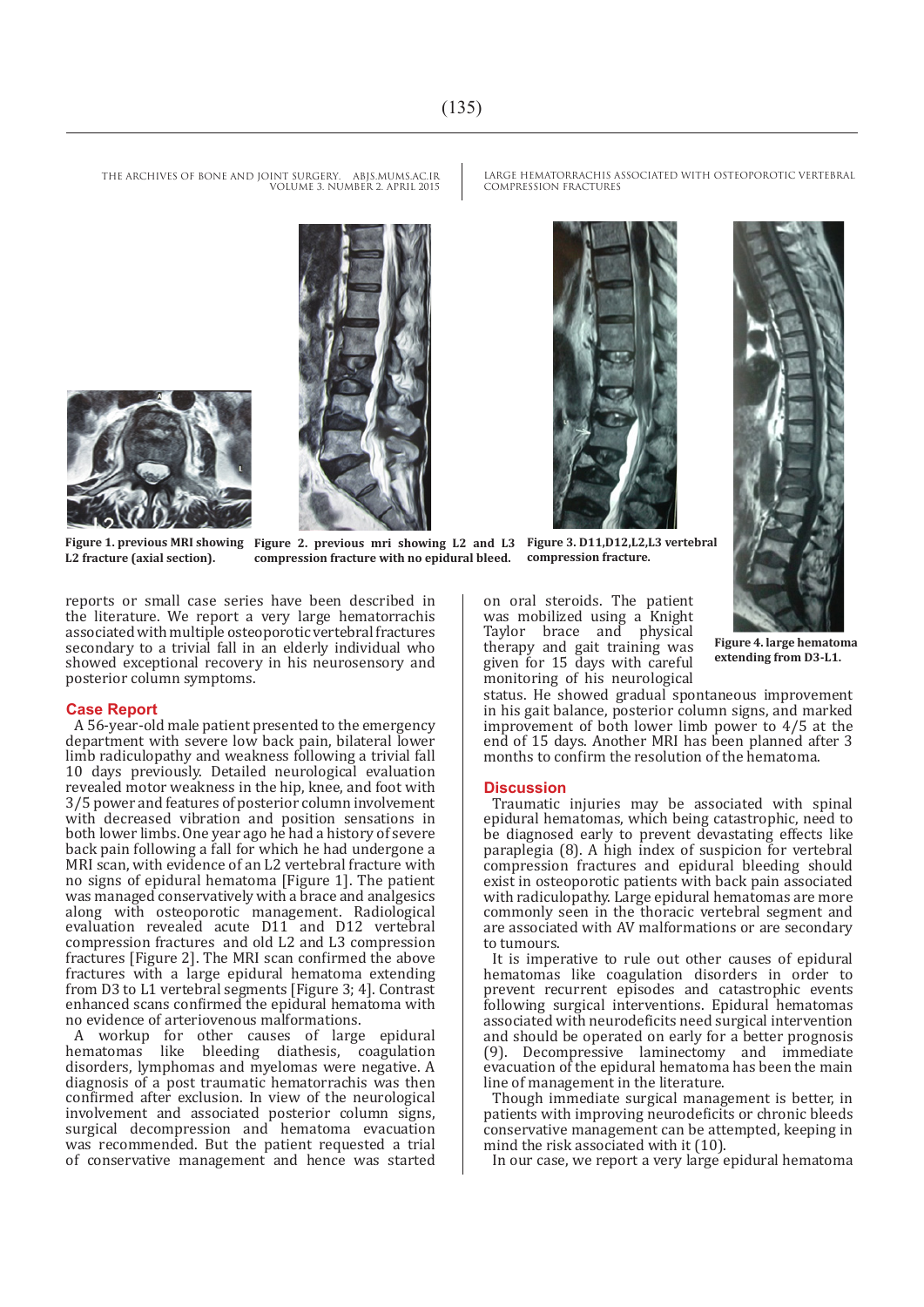Figure 1. previous MRI showing L2 fracture (axial section).

Figure 2. previous mri showing L2 and L3 compression fracture with no epidural bleed.

Figure 3. D11,D12,L2,L3 vertebral compression fracture.

Figure 4. large hematoma extending from D3-L1.

reports or small case series have been described in the literature. We report a very large hematorrachis associated with multiple osteoporotic vertebral fractures secondary to a trivial fall in an elderly individual who showed exceptional recovery in his neurosensory and posterior column symptoms.

## Case Report

A 56-year-old male patient presented to the emergency department with severe low back pain, bilateral lower limb radiculopathy and weakness following a trivial fall 10 days previously. Detailed neurological evaluation revealed motor weakness in the hip, knee, and foot with 3/5 power and features of posterior column involvement with decreased vibration and position sensations in both lower limbs. One year ago he had a history of severe back pain following a fall for which he had undergone a MRI scan, with evidence of an L2 vertebral fracture with no signs of epidural hematoma [Figure 1]. The patient was managed conservatively with a brace and analgesics along with osteoporotic management. Radiological evaluation revealed acute D11 and D12 vertebral compression fractures and old L2 and L3 compression fractures [Figure 2]. The MRI scan confirmed the above fractures with a large epidural hematoma extending from D3 to L1 vertebral segments [Figure 3; 4]. Contrast enhanced scans confirmed the epidural hematoma with no evidence of arteriovenous malformations.

A workup for other causes of large epidural hematomas like bleeding diathesis, coagulation disorders, lymphomas and myelomas were negative. A diagnosis of a post traumatic hematorrachis was then confirmed after exclusion. In view of the neurological involvement and associated posterior column signs, surgical decompression and hematoma evacuation was recommended. But the patient requested a trial of conservative management and hence was started on oral steroids. The patient was mobilized using a Knight Taylor brace and physical therapy and gait training was given for 15 days with careful monitoring of his neurological status. He showed gradual spontaneous improvement in his gait balance, posterior column signs, and marked improvement of both lower limb power to 4/5 at the end of 15 days. Another MRI has been planned after 3 months to confirm the resolution of the hematoma.

## Discussion

Traumatic injuries may be associated with spinal epidural hematomas, which being catastrophic, need to be diagnosed early to prevent devastating effects like paraplegia (8). A high index of suspicion for vertebral compression fractures and epidural bleeding should exist in osteoporotic patients with back pain associated with radiculopathy. Large epidural hematomas are more commonly seen in the thoracic vertebral segment and are associated with AV malformations or are secondary to tumours.

It is imperative to rule out other causes of epidural hematomas like coagulation disorders in order to prevent recurrent episodes and catastrophic events following surgical interventions. Epidural hematomas associated with neurodeficits need surgical intervention and should be operated on early for a better prognosis (9). Decompressive laminectomy and immediate evacuation of the epidural hematoma has been the main line of management in the literature.

Though immediate surgical management is better, in patients with improving neurodeficits or chronic bleeds conservative management can be attempted, keeping in mind the risk associated with it (10).

In our case, we report a very large epidural hematoma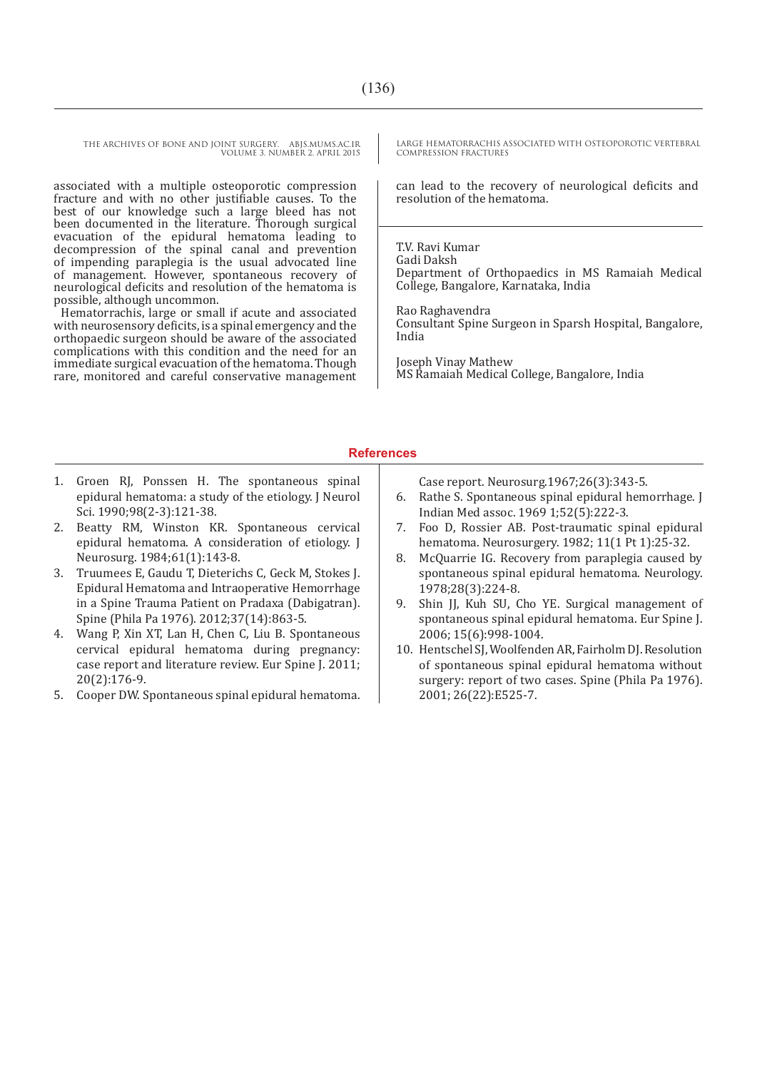associated with a multiple osteoporotic compression fracture and with no other justifiable causes. To the best of our knowledge such a large bleed has not been documented in the literature. Thorough surgical evacuation of the epidural hematoma leading to decompression of the spinal canal and prevention of impending paraplegia is the usual advocated line of management. However, spontaneous recovery of neurological deficits and resolution of the hematoma is possible, although uncommon.

Hematorrachis, large or small if acute and associated with neurosensory deficits, is a spinal emergency and the orthopaedic surgeon should be aware of the associated complications with this condition and the need for an immediate surgical evacuation of the hematoma. Though rare, monitored and careful conservative management can lead to the recovery of neurological deficits and resolution of the hematoma.

T.V. Ravi Kumar
Gadi Daksh
Department of Orthopaedics in MS Ramaiah Medical College, Bangalore, Karnataka, India

Rao Raghavendra
Consultant Spine Surgeon in Sparsh Hospital, Bangalore, India

Joseph Vinay Mathew
MS Ramaiah Medical College, Bangalore, India

## References

1. Groen RJ, Ponssen H. The spontaneous spinal epidural hematoma: a study of the etiology. J Neurol Sci. 1990;98(2-3):121-38.
2. Beatty RM, Winston KR. Spontaneous cervical epidural hematoma. A consideration of etiology. J Neurosurg. 1984;61(1):143-8.
3. Truumees E, Gaudu T, Dieterichs C, Geck M, Stokes J. Epidural Hematoma and Intraoperative Hemorrhage in a Spine Trauma Patient on Pradaxa (Dabigatran). Spine (Phila Pa 1976). 2012;37(14):863-5.
4. Wang P, Xin XT, Lan H, Chen C, Liu B. Spontaneous cervical epidural hematoma during pregnancy: case report and literature review. Eur Spine J. 2011; 20(2):176-9.
5. Cooper DW. Spontaneous spinal epidural hematoma. Case report. Neurosurg.1967;26(3):343-5.
6. Rathe S. Spontaneous spinal epidural hemorrhage. J Indian Med assoc. 1969 1;52(5):222-3.
7. Foo D, Rossier AB. Post-traumatic spinal epidural hematoma. Neurosurgery. 1982; 11(1 Pt 1):25-32.
8. McQuarrie IG. Recovery from paraplegia caused by spontaneous spinal epidural hematoma. Neurology. 1978;28(3):224-8.
9. Shin JJ, Kuh SU, Cho YE. Surgical management of spontaneous spinal epidural hematoma. Eur Spine J. 2006; 15(6):998-1004.
10. Hentschel SJ, Woolfenden AR, Fairholm DJ. Resolution of spontaneous spinal epidural hematoma without surgery: report of two cases. Spine (Phila Pa 1976). 2001; 26(22):E525-7.